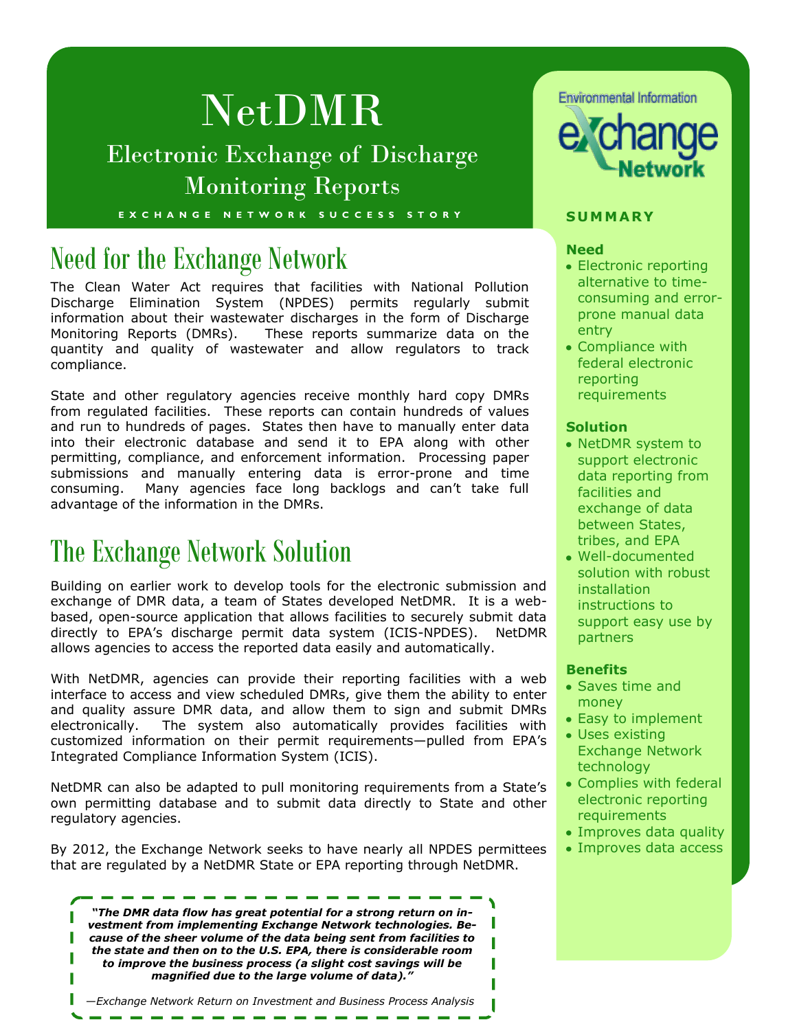# NetDMR

## Electronic Exchange of Discharge Monitoring Reports

EXCHANGE NETWORK SUCCESS STORY

## Need for the Exchange Network

The Clean Water Act requires that facilities with National Pollution Discharge Elimination System (NPDES) permits regularly submit information about their wastewater discharges in the form of Discharge Monitoring Reports (DMRs). These reports summarize data on the quantity and quality of wastewater and allow regulators to track compliance.

State and other regulatory agencies receive monthly hard copy DMRs from regulated facilities. These reports can contain hundreds of values and run to hundreds of pages. States then have to manually enter data into their electronic database and send it to EPA along with other permitting, compliance, and enforcement information. Processing paper submissions and manually entering data is error-prone and time consuming. Many agencies face long backlogs and can't take full advantage of the information in the DMRs.

## The Exchange Network Solution

Building on earlier work to develop tools for the electronic submission and exchange of DMR data, a team of States developed NetDMR. It is a web-based, open-source application that allows facilities to securely submit data directly to EPA's discharge permit data system (ICIS-NPDES). NetDMR allows agencies to access the reported data easily and automatically.

With NetDMR, agencies can provide their reporting facilities with a web interface to access and view scheduled DMRs, give them the ability to enter and quality assure DMR data, and allow them to sign and submit DMRs electronically. The system also automatically provides facilities with customized information on their permit requirements—pulled from EPA's Integrated Compliance Information System (ICIS).

NetDMR can also be adapted to pull monitoring requirements from a State's own permitting database and to submit data directly to State and other regulatory agencies.

By 2012, the Exchange Network seeks to have nearly all NPDES permittees that are regulated by a NetDMR State or EPA reporting through NetDMR.

> ***"The DMR data flow has great potential for a strong return on investment from implementing Exchange Network technologies. Because of the sheer volume of the data being sent from facilities to the state and then on to the U.S. EPA, there is considerable room to improve the business process (a slight cost savings will be magnified due to the large volume of data)."***
>
> *—Exchange Network Return on Investment and Business Process Analysis*

Environmental Information Exchange Network

### SUMMARY

**Need**

- Electronic reporting alternative to time-consuming and error-prone manual data entry
- Compliance with federal electronic reporting requirements

**Solution**

- NetDMR system to support electronic data reporting from facilities and exchange of data between States, tribes, and EPA
- Well-documented solution with robust installation instructions to support easy use by partners

**Benefits**

- Saves time and money
- Easy to implement
- Uses existing Exchange Network technology
- Complies with federal electronic reporting requirements
- Improves data quality
- Improves data access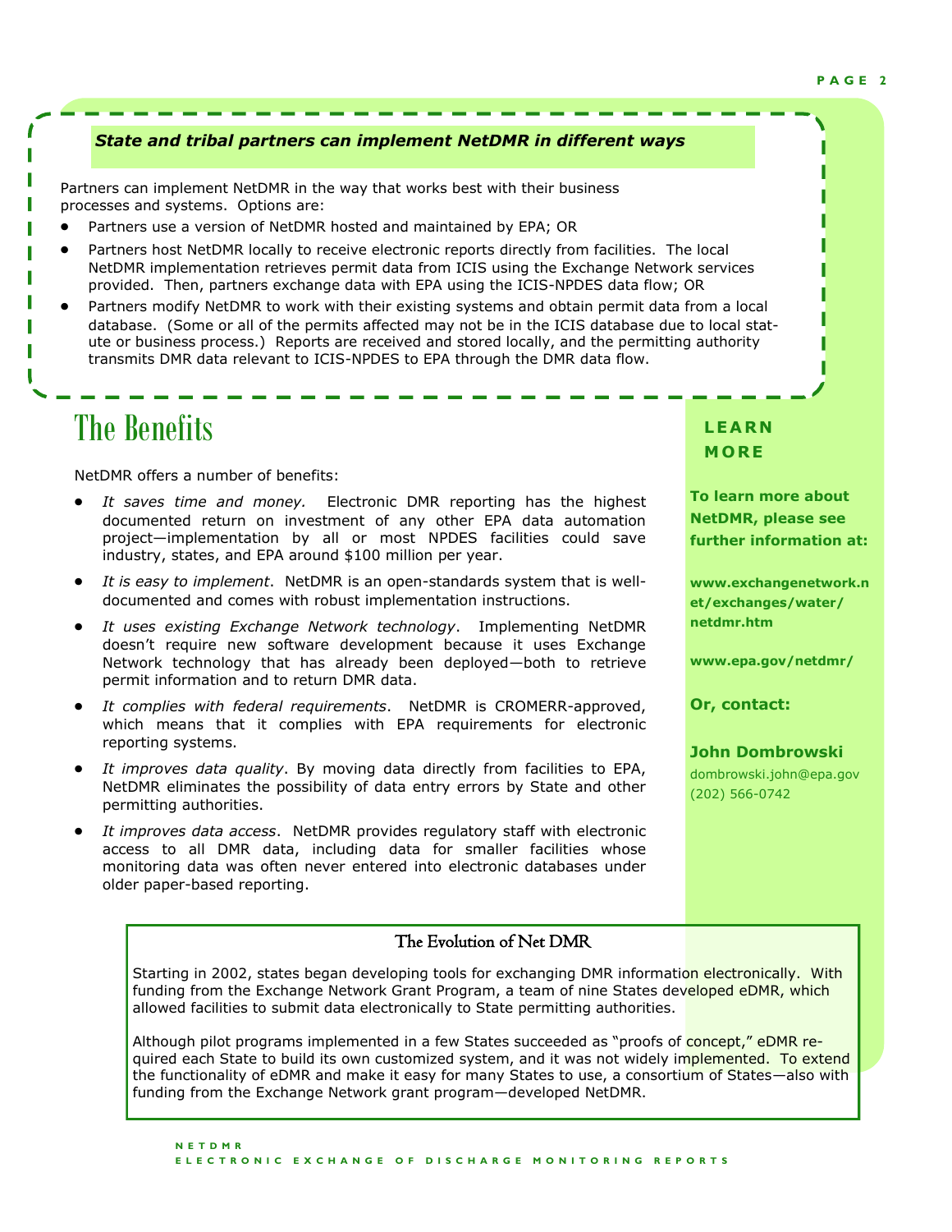### *State and tribal partners can implement NetDMR in different ways*

Partners can implement NetDMR in the way that works best with their business processes and systems. Options are:

- Partners use a version of NetDMR hosted and maintained by EPA; OR
- Partners host NetDMR locally to receive electronic reports directly from facilities. The local NetDMR implementation retrieves permit data from ICIS using the Exchange Network services provided. Then, partners exchange data with EPA using the ICIS-NPDES data flow; OR
- Partners modify NetDMR to work with their existing systems and obtain permit data from a local database. (Some or all of the permits affected may not be in the ICIS database due to local statute or business process.) Reports are received and stored locally, and the permitting authority transmits DMR data relevant to ICIS-NPDES to EPA through the DMR data flow.

# The Benefits

NetDMR offers a number of benefits:

- *It saves time and money.* Electronic DMR reporting has the highest documented return on investment of any other EPA data automation project—implementation by all or most NPDES facilities could save industry, states, and EPA around $100 million per year.
- *It is easy to implement*. NetDMR is an open-standards system that is well-documented and comes with robust implementation instructions.
- *It uses existing Exchange Network technology*. Implementing NetDMR doesn't require new software development because it uses Exchange Network technology that has already been deployed—both to retrieve permit information and to return DMR data.
- *It complies with federal requirements*. NetDMR is CROMERR-approved, which means that it complies with EPA requirements for electronic reporting systems.
- *It improves data quality*. By moving data directly from facilities to EPA, NetDMR eliminates the possibility of data entry errors by State and other permitting authorities.
- *It improves data access*. NetDMR provides regulatory staff with electronic access to all DMR data, including data for smaller facilities whose monitoring data was often never entered into electronic databases under older paper-based reporting.

## LEARN MORE

**To learn more about NetDMR, please see further information at:**

**www.exchangenetwork.net/exchanges/water/netdmr.htm**

**www.epa.gov/netdmr/**

**Or, contact:**

**John Dombrowski**
dombrowski.john@epa.gov
(202) 566-0742

### The Evolution of Net DMR

Starting in 2002, states began developing tools for exchanging DMR information electronically. With funding from the Exchange Network Grant Program, a team of nine States developed eDMR, which allowed facilities to submit data electronically to State permitting authorities.

Although pilot programs implemented in a few States succeeded as "proofs of concept," eDMR required each State to build its own customized system, and it was not widely implemented. To extend the functionality of eDMR and make it easy for many States to use, a consortium of States—also with funding from the Exchange Network grant program—developed NetDMR.